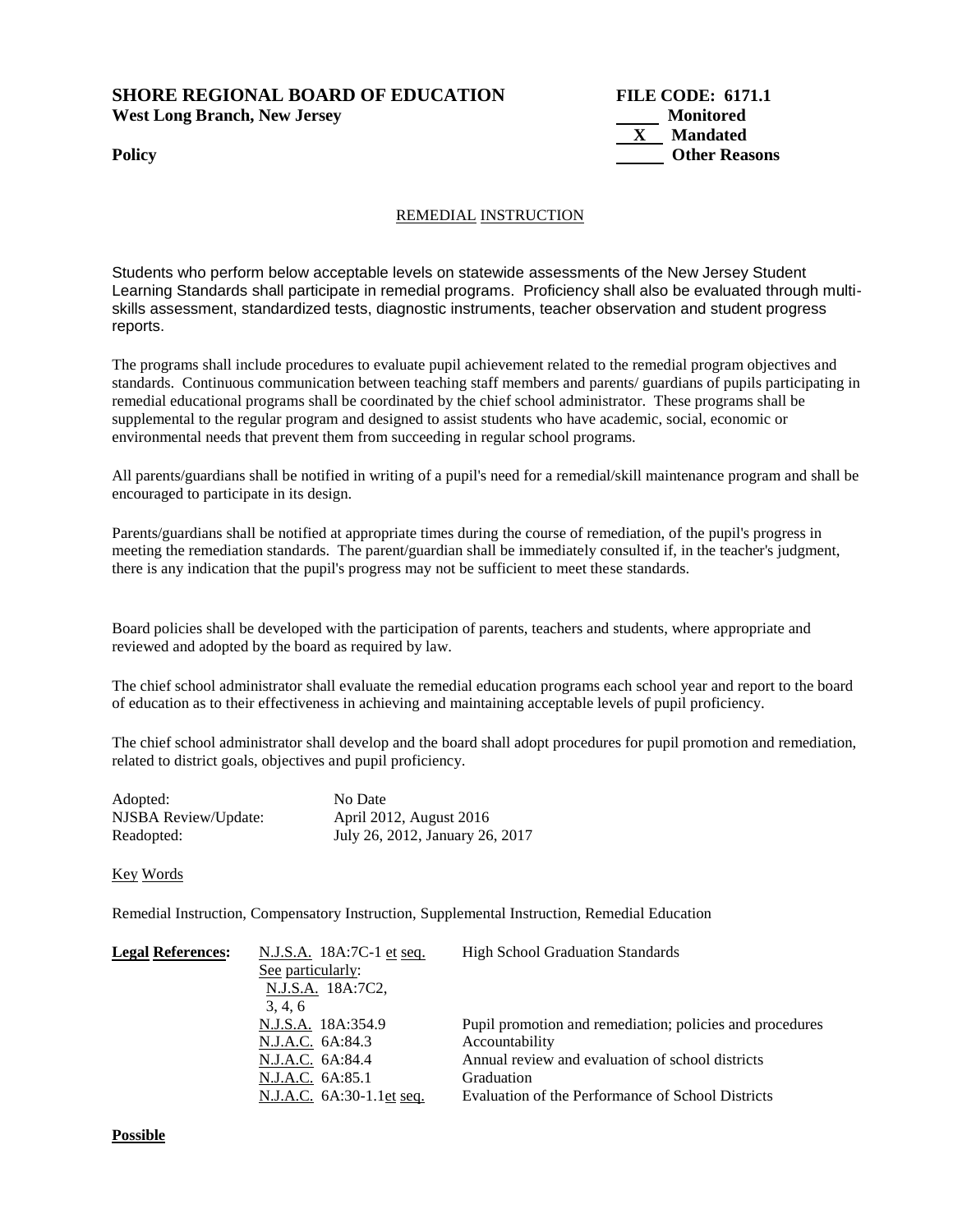**SHORE REGIONAL BOARD OF EDUCATION** **FILE CODE: 6171.1**
**West Long Branch, New Jersey**

_____ Monitored
__X__ Mandated
_____ Other Reasons

**Policy**

REMEDIAL INSTRUCTION

Students who perform below acceptable levels on statewide assessments of the New Jersey Student Learning Standards shall participate in remedial programs. Proficiency shall also be evaluated through multi-skills assessment, standardized tests, diagnostic instruments, teacher observation and student progress reports.

The programs shall include procedures to evaluate pupil achievement related to the remedial program objectives and standards. Continuous communication between teaching staff members and parents/ guardians of pupils participating in remedial educational programs shall be coordinated by the chief school administrator. These programs shall be supplemental to the regular program and designed to assist students who have academic, social, economic or environmental needs that prevent them from succeeding in regular school programs.

All parents/guardians shall be notified in writing of a pupil's need for a remedial/skill maintenance program and shall be encouraged to participate in its design.

Parents/guardians shall be notified at appropriate times during the course of remediation, of the pupil's progress in meeting the remediation standards. The parent/guardian shall be immediately consulted if, in the teacher's judgment, there is any indication that the pupil's progress may not be sufficient to meet these standards.

Board policies shall be developed with the participation of parents, teachers and students, where appropriate and reviewed and adopted by the board as required by law.

The chief school administrator shall evaluate the remedial education programs each school year and report to the board of education as to their effectiveness in achieving and maintaining acceptable levels of pupil proficiency.

The chief school administrator shall develop and the board shall adopt procedures for pupil promotion and remediation, related to district goals, objectives and pupil proficiency.

| | |
|---|---|
| Adopted: | No Date |
| NJSBA Review/Update: | April 2012, August 2016 |
| Readopted: | July 26, 2012, January 26, 2017 |

Key Words

Remedial Instruction, Compensatory Instruction, Supplemental Instruction, Remedial Education

| **Legal References:** | | |
|---|---|---|
| | N.J.S.A. 18A:7C-1 et seq. See particularly: N.J.S.A. 18A:7C2, 3, 4, 6 | High School Graduation Standards |
| | N.J.S.A. 18A:354.9 | Pupil promotion and remediation; policies and procedures |
| | N.J.A.C. 6A:84.3 | Accountability |
| | N.J.A.C. 6A:84.4 | Annual review and evaluation of school districts |
| | N.J.A.C. 6A:85.1 | Graduation |
| | N.J.A.C. 6A:30-1.1et seq. | Evaluation of the Performance of School Districts |

**Possible**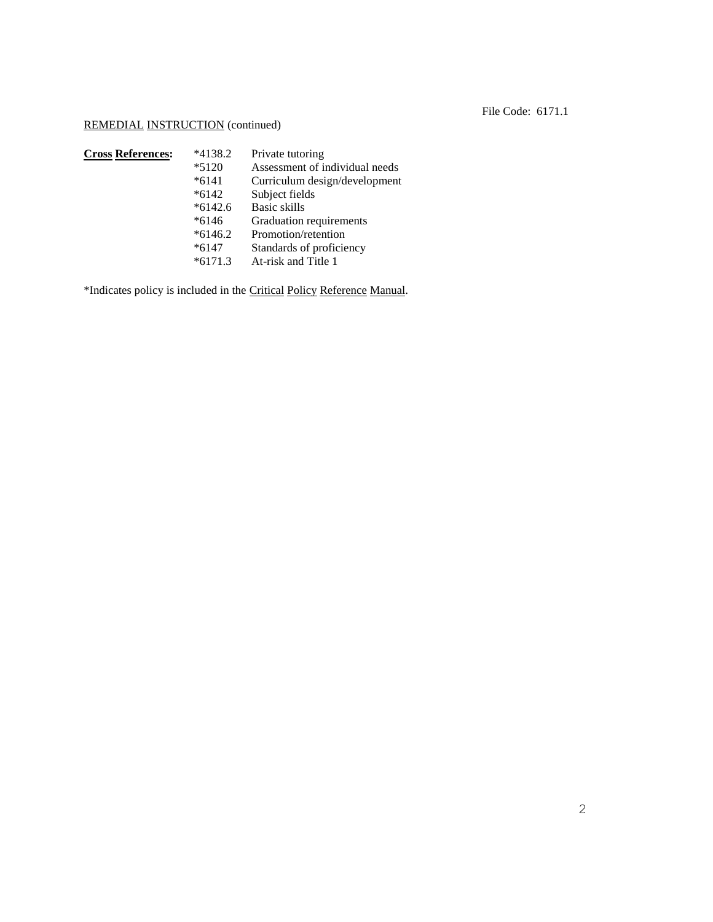File Code: 6171.1

REMEDIAL INSTRUCTION (continued)

**Cross References:**

| | |
|---|---|
| *4138.2 | Private tutoring |
| *5120 | Assessment of individual needs |
| *6141 | Curriculum design/development |
| *6142 | Subject fields |
| *6142.6 | Basic skills |
| *6146 | Graduation requirements |
| *6146.2 | Promotion/retention |
| *6147 | Standards of proficiency |
| *6171.3 | At-risk and Title 1 |

*Indicates policy is included in the Critical Policy Reference Manual.